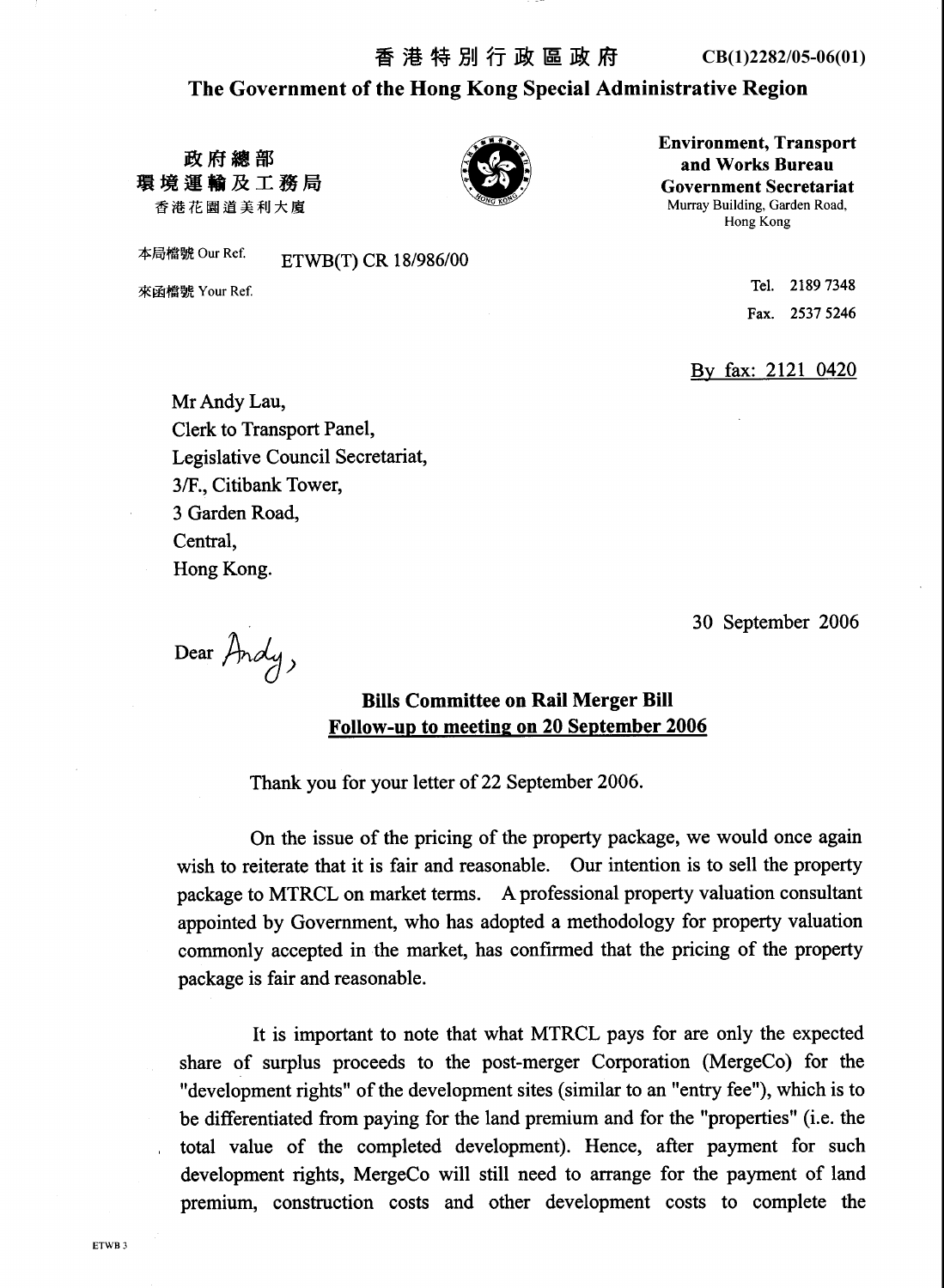香港特別行政區政府 CB(1)2282/05-06(01)

**The Government of the Hong Kong Special Administrative Region**

政府總部
環境運輸及工務局
香港花園道美利大廈

**Environment, Transport and Works Bureau**
**Government Secretariat**
Murray Building, Garden Road,
Hong Kong

本局檔號 Our Ref. ETWB(T) CR 18/986/00

來函檔號 Your Ref.

Tel. 2189 7348

Fax. 2537 5246

By fax: 2121 0420

Mr Andy Lau,
Clerk to Transport Panel,
Legislative Council Secretariat,
3/F., Citibank Tower,
3 Garden Road,
Central,
Hong Kong.

30 September 2006

Dear Andy,

**Bills Committee on Rail Merger Bill**
**Follow-up to meeting on 20 September 2006**

Thank you for your letter of 22 September 2006.

On the issue of the pricing of the property package, we would once again wish to reiterate that it is fair and reasonable. Our intention is to sell the property package to MTRCL on market terms. A professional property valuation consultant appointed by Government, who has adopted a methodology for property valuation commonly accepted in the market, has confirmed that the pricing of the property package is fair and reasonable.

It is important to note that what MTRCL pays for are only the expected share of surplus proceeds to the post-merger Corporation (MergeCo) for the "development rights" of the development sites (similar to an "entry fee"), which is to be differentiated from paying for the land premium and for the "properties" (i.e. the total value of the completed development). Hence, after payment for such development rights, MergeCo will still need to arrange for the payment of land premium, construction costs and other development costs to complete the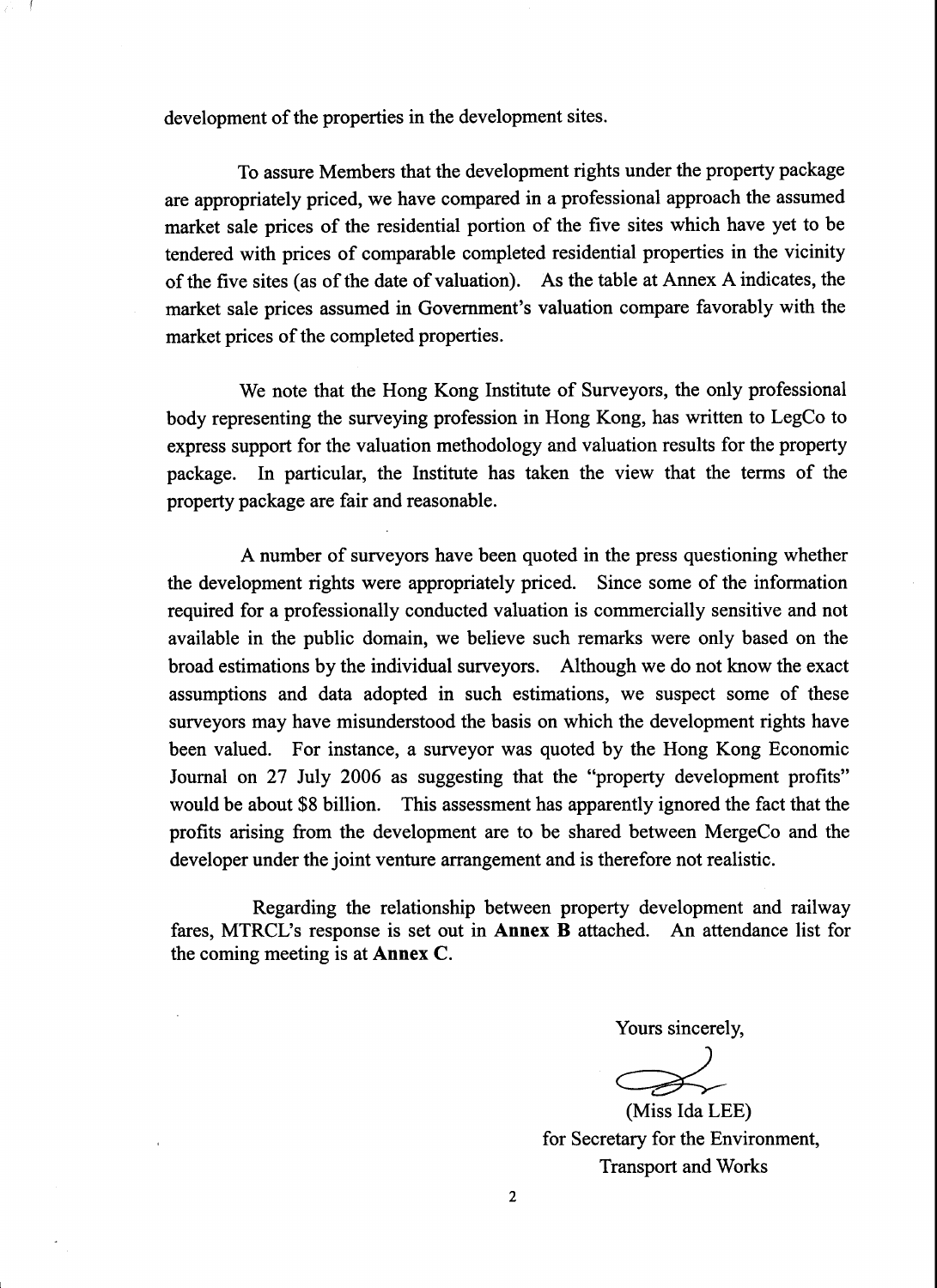development of the properties in the development sites.

To assure Members that the development rights under the property package are appropriately priced, we have compared in a professional approach the assumed market sale prices of the residential portion of the five sites which have yet to be tendered with prices of comparable completed residential properties in the vicinity of the five sites (as of the date of valuation). As the table at Annex A indicates, the market sale prices assumed in Government's valuation compare favorably with the market prices of the completed properties.

We note that the Hong Kong Institute of Surveyors, the only professional body representing the surveying profession in Hong Kong, has written to LegCo to express support for the valuation methodology and valuation results for the property package. In particular, the Institute has taken the view that the terms of the property package are fair and reasonable.

A number of surveyors have been quoted in the press questioning whether the development rights were appropriately priced. Since some of the information required for a professionally conducted valuation is commercially sensitive and not available in the public domain, we believe such remarks were only based on the broad estimations by the individual surveyors. Although we do not know the exact assumptions and data adopted in such estimations, we suspect some of these surveyors may have misunderstood the basis on which the development rights have been valued. For instance, a surveyor was quoted by the Hong Kong Economic Journal on 27 July 2006 as suggesting that the "property development profits" would be about $8 billion. This assessment has apparently ignored the fact that the profits arising from the development are to be shared between MergeCo and the developer under the joint venture arrangement and is therefore not realistic.

Regarding the relationship between property development and railway fares, MTRCL's response is set out in **Annex B** attached. An attendance list for the coming meeting is at **Annex C**.

Yours sincerely,

(Miss Ida LEE)
for Secretary for the Environment,
Transport and Works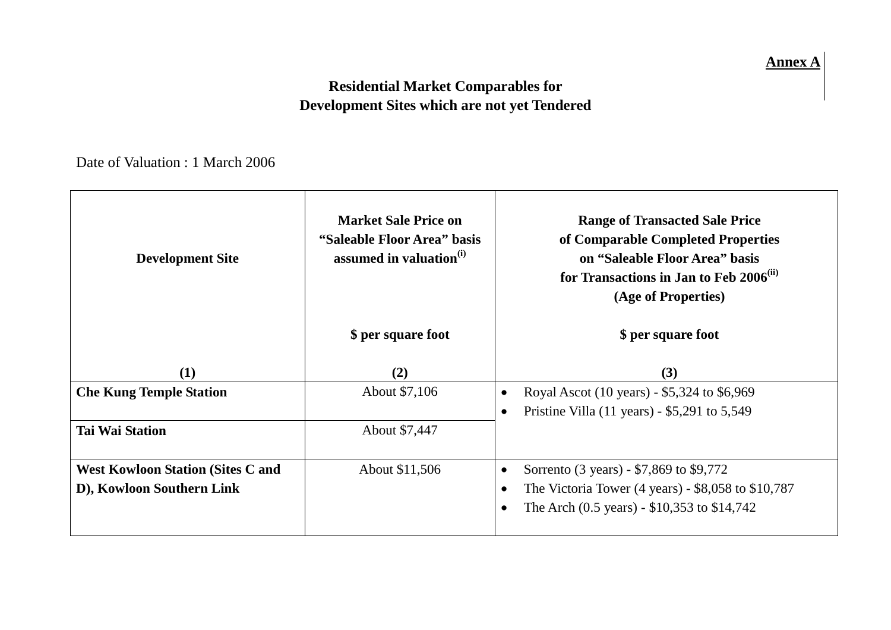**Annex A**

## Residential Market Comparables for Development Sites which are not yet Tendered

Date of Valuation : 1 March 2006

| Development Site<br><br>(1) | Market Sale Price on "Saleable Floor Area" basis assumed in valuation[(i)]<br><br>$ per square foot<br><br>(2) | Range of Transacted Sale Price of Comparable Completed Properties on "Saleable Floor Area" basis for Transactions in Jan to Feb 2006[(ii)] (Age of Properties)<br><br>$ per square foot<br><br>(3) |
|---|---|---|
| **Che Kung Temple Station** | About $7,106 | • Royal Ascot (10 years) - $5,324 to $6,969<br>• Pristine Villa (11 years) - $5,291 to 5,549 |
| **Tai Wai Station** | About $7,447 | |
| **West Kowloon Station (Sites C and D), Kowloon Southern Link** | About $11,506 | • Sorrento (3 years) - $7,869 to $9,772<br>• The Victoria Tower (4 years) - $8,058 to $10,787<br>• The Arch (0.5 years) - $10,353 to $14,742 |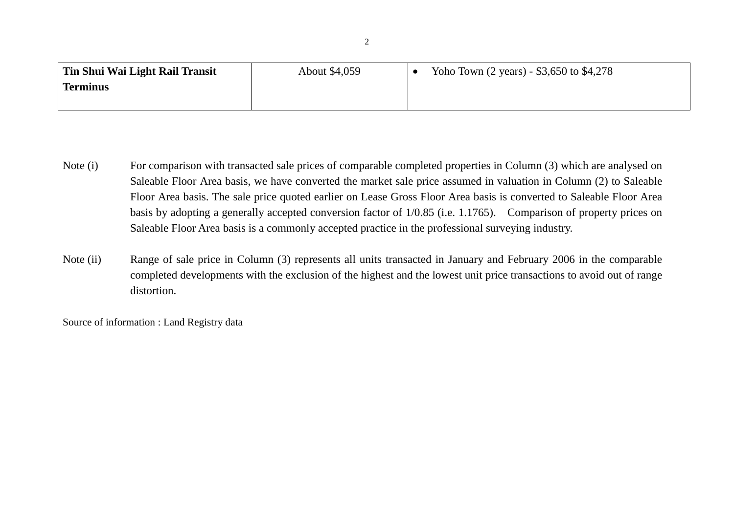| | | |
|---|---|---|
| **Tin Shui Wai Light Rail Transit Terminus** | About $4,059 | • Yoho Town (2 years) - $3,650 to $4,278 |

Note (i) For comparison with transacted sale prices of comparable completed properties in Column (3) which are analysed on Saleable Floor Area basis, we have converted the market sale price assumed in valuation in Column (2) to Saleable Floor Area basis. The sale price quoted earlier on Lease Gross Floor Area basis is converted to Saleable Floor Area basis by adopting a generally accepted conversion factor of 1/0.85 (i.e. 1.1765). Comparison of property prices on Saleable Floor Area basis is a commonly accepted practice in the professional surveying industry.

Note (ii) Range of sale price in Column (3) represents all units transacted in January and February 2006 in the comparable completed developments with the exclusion of the highest and the lowest unit price transactions to avoid out of range distortion.

Source of information : Land Registry data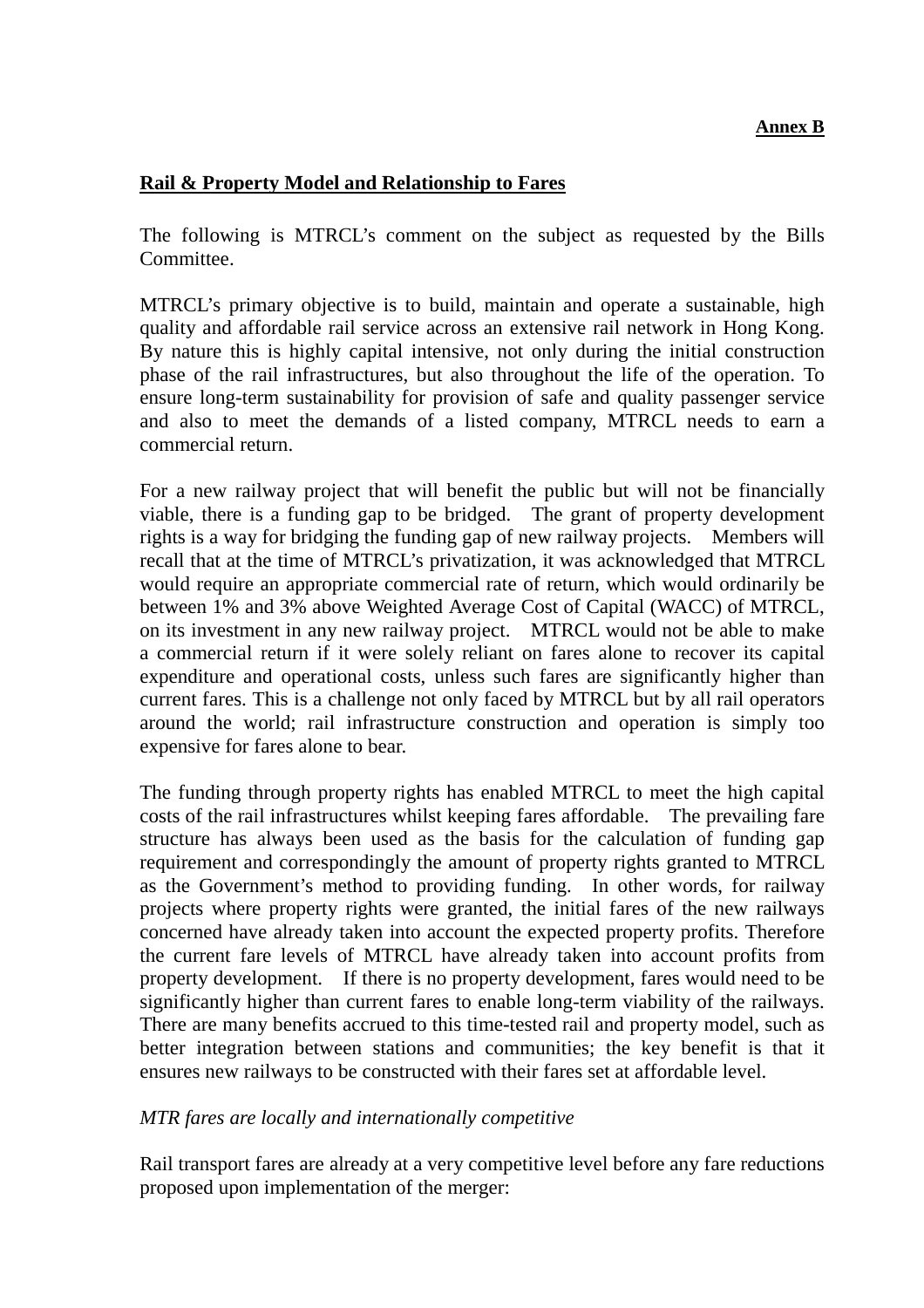**Annex B**

**Rail & Property Model and Relationship to Fares**

The following is MTRCL's comment on the subject as requested by the Bills Committee.

MTRCL's primary objective is to build, maintain and operate a sustainable, high quality and affordable rail service across an extensive rail network in Hong Kong. By nature this is highly capital intensive, not only during the initial construction phase of the rail infrastructures, but also throughout the life of the operation. To ensure long-term sustainability for provision of safe and quality passenger service and also to meet the demands of a listed company, MTRCL needs to earn a commercial return.

For a new railway project that will benefit the public but will not be financially viable, there is a funding gap to be bridged. The grant of property development rights is a way for bridging the funding gap of new railway projects. Members will recall that at the time of MTRCL's privatization, it was acknowledged that MTRCL would require an appropriate commercial rate of return, which would ordinarily be between 1% and 3% above Weighted Average Cost of Capital (WACC) of MTRCL, on its investment in any new railway project. MTRCL would not be able to make a commercial return if it were solely reliant on fares alone to recover its capital expenditure and operational costs, unless such fares are significantly higher than current fares. This is a challenge not only faced by MTRCL but by all rail operators around the world; rail infrastructure construction and operation is simply too expensive for fares alone to bear.

The funding through property rights has enabled MTRCL to meet the high capital costs of the rail infrastructures whilst keeping fares affordable. The prevailing fare structure has always been used as the basis for the calculation of funding gap requirement and correspondingly the amount of property rights granted to MTRCL as the Government's method to providing funding. In other words, for railway projects where property rights were granted, the initial fares of the new railways concerned have already taken into account the expected property profits. Therefore the current fare levels of MTRCL have already taken into account profits from property development. If there is no property development, fares would need to be significantly higher than current fares to enable long-term viability of the railways. There are many benefits accrued to this time-tested rail and property model, such as better integration between stations and communities; the key benefit is that it ensures new railways to be constructed with their fares set at affordable level.

*MTR fares are locally and internationally competitive*

Rail transport fares are already at a very competitive level before any fare reductions proposed upon implementation of the merger: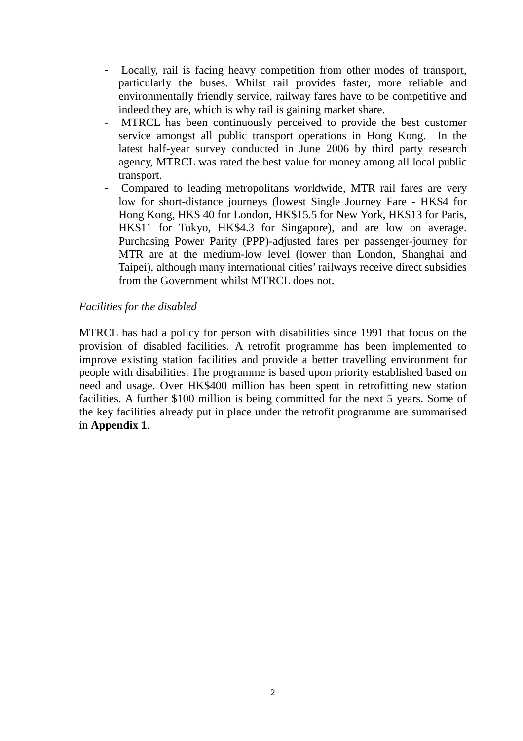- Locally, rail is facing heavy competition from other modes of transport, particularly the buses. Whilst rail provides faster, more reliable and environmentally friendly service, railway fares have to be competitive and indeed they are, which is why rail is gaining market share.
- MTRCL has been continuously perceived to provide the best customer service amongst all public transport operations in Hong Kong. In the latest half-year survey conducted in June 2006 by third party research agency, MTRCL was rated the best value for money among all local public transport.
- Compared to leading metropolitans worldwide, MTR rail fares are very low for short-distance journeys (lowest Single Journey Fare - HK$4 for Hong Kong, HK$ 40 for London, HK$15.5 for New York, HK$13 for Paris, HK$11 for Tokyo, HK$4.3 for Singapore), and are low on average. Purchasing Power Parity (PPP)-adjusted fares per passenger-journey for MTR are at the medium-low level (lower than London, Shanghai and Taipei), although many international cities' railways receive direct subsidies from the Government whilst MTRCL does not.

*Facilities for the disabled*

MTRCL has had a policy for person with disabilities since 1991 that focus on the provision of disabled facilities. A retrofit programme has been implemented to improve existing station facilities and provide a better travelling environment for people with disabilities. The programme is based upon priority established based on need and usage. Over HK$400 million has been spent in retrofitting new station facilities. A further $100 million is being committed for the next 5 years. Some of the key facilities already put in place under the retrofit programme are summarised in **Appendix 1**.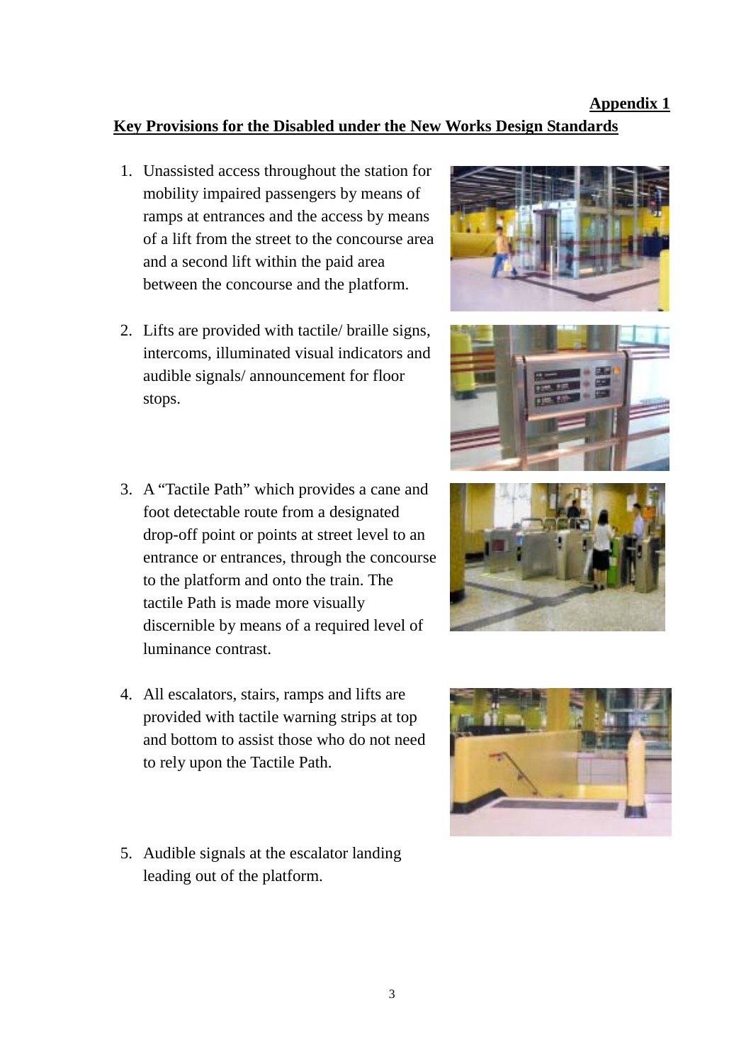**Appendix 1**

## Key Provisions for the Disabled under the New Works Design Standards

1. Unassisted access throughout the station for mobility impaired passengers by means of ramps at entrances and the access by means of a lift from the street to the concourse area and a second lift within the paid area between the concourse and the platform.

2. Lifts are provided with tactile/ braille signs, intercoms, illuminated visual indicators and audible signals/ announcement for floor stops.

3. A "Tactile Path" which provides a cane and foot detectable route from a designated drop-off point or points at street level to an entrance or entrances, through the concourse to the platform and onto the train. The tactile Path is made more visually discernible by means of a required level of luminance contrast.

4. All escalators, stairs, ramps and lifts are provided with tactile warning strips at top and bottom to assist those who do not need to rely upon the Tactile Path.

5. Audible signals at the escalator landing leading out of the platform.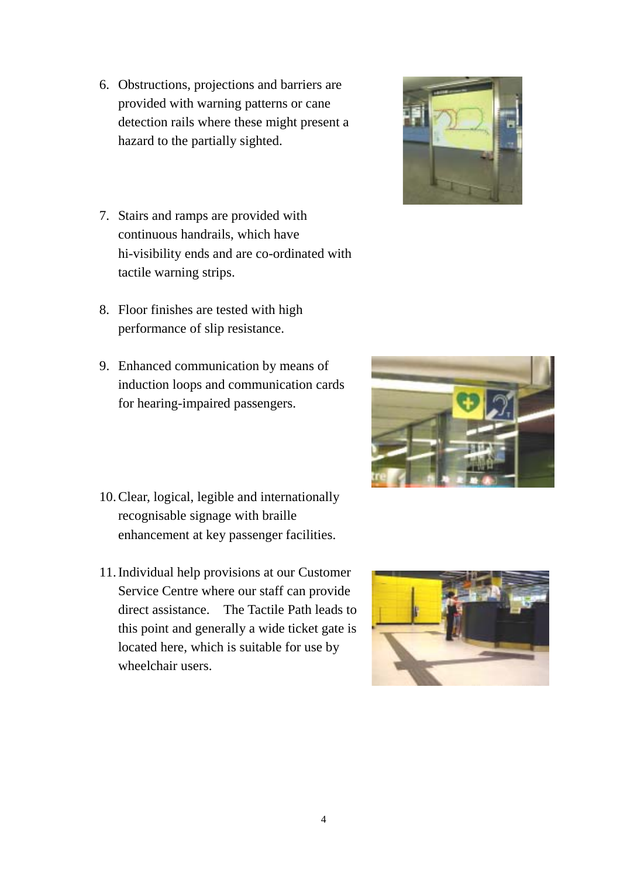6. Obstructions, projections and barriers are provided with warning patterns or cane detection rails where these might present a hazard to the partially sighted.

7. Stairs and ramps are provided with continuous handrails, which have hi-visibility ends and are co-ordinated with tactile warning strips.

8. Floor finishes are tested with high performance of slip resistance.

9. Enhanced communication by means of induction loops and communication cards for hearing-impaired passengers.

10. Clear, logical, legible and internationally recognisable signage with braille enhancement at key passenger facilities.

11. Individual help provisions at our Customer Service Centre where our staff can provide direct assistance. The Tactile Path leads to this point and generally a wide ticket gate is located here, which is suitable for use by wheelchair users.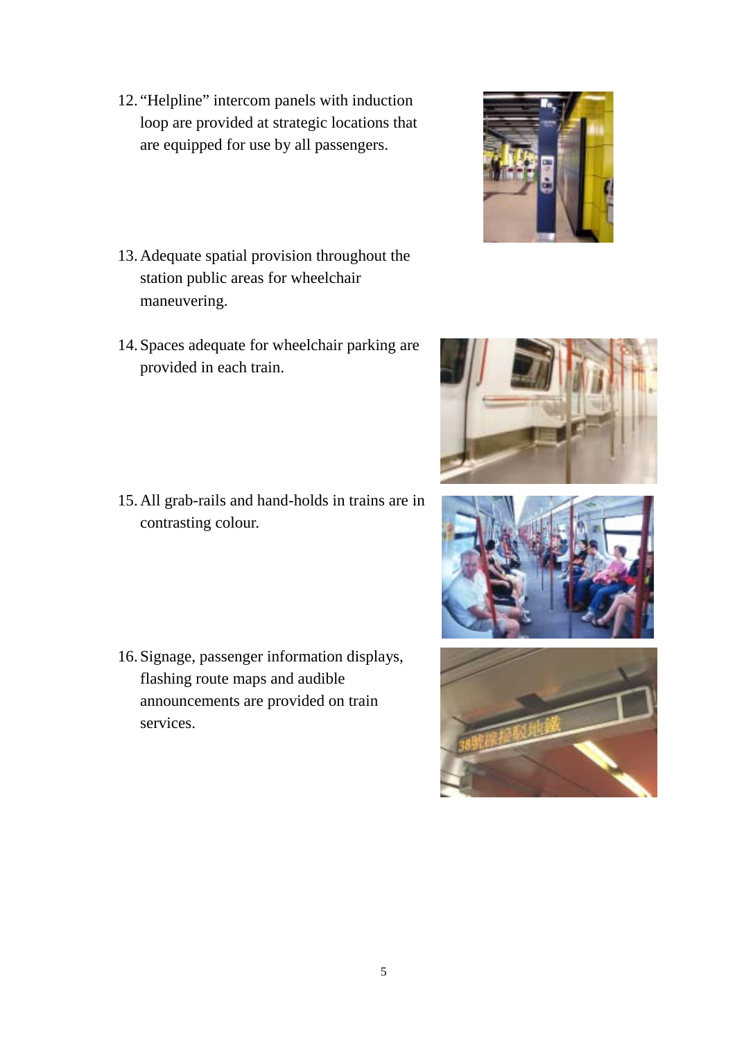12. "Helpline" intercom panels with induction loop are provided at strategic locations that are equipped for use by all passengers.

13. Adequate spatial provision throughout the station public areas for wheelchair maneuvering.

14. Spaces adequate for wheelchair parking are provided in each train.

15. All grab-rails and hand-holds in trains are in contrasting colour.

16. Signage, passenger information displays, flashing route maps and audible announcements are provided on train services.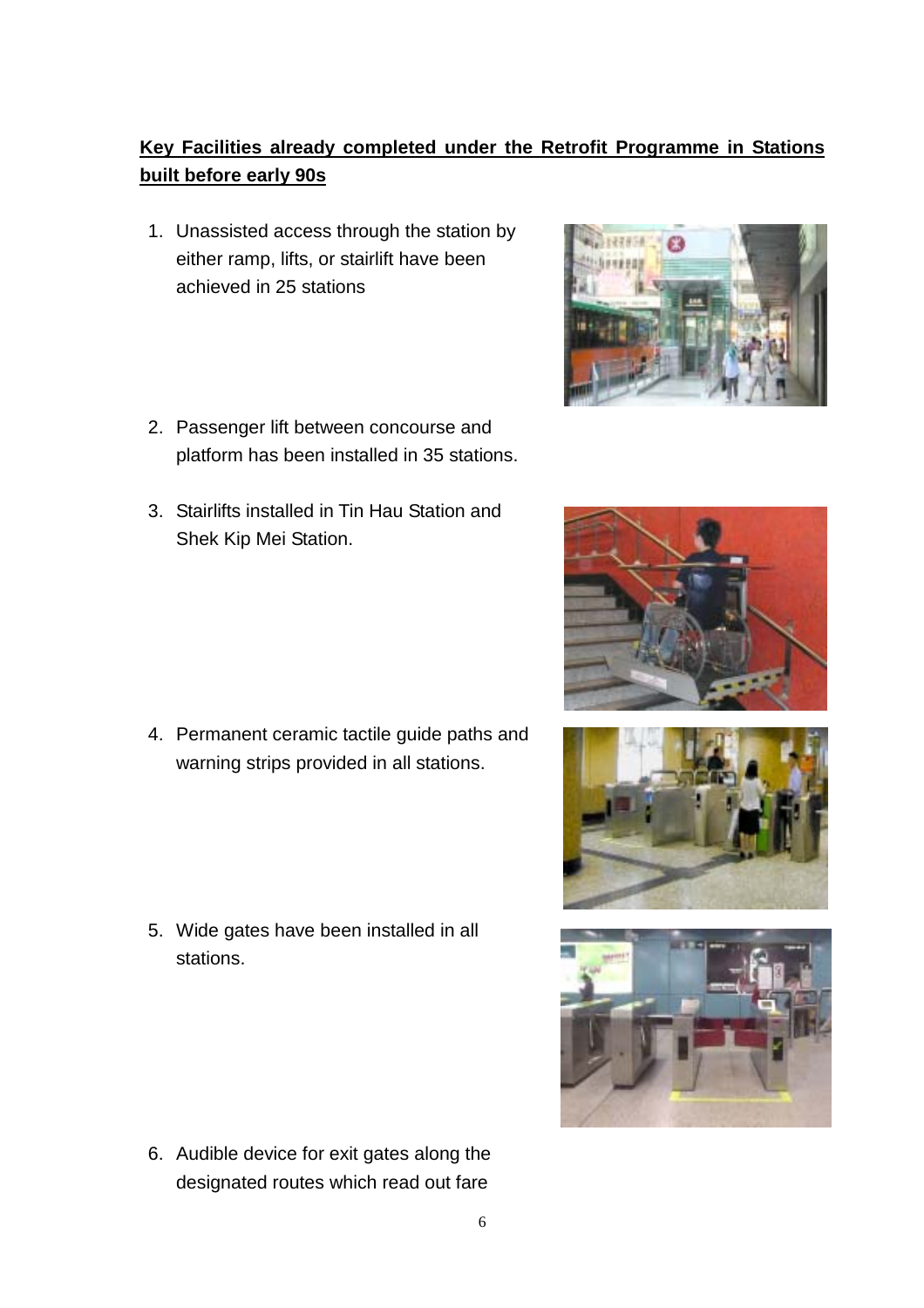**Key Facilities already completed under the Retrofit Programme in Stations built before early 90s**

1. Unassisted access through the station by either ramp, lifts, or stairlift have been achieved in 25 stations

2. Passenger lift between concourse and platform has been installed in 35 stations.

3. Stairlifts installed in Tin Hau Station and Shek Kip Mei Station.

4. Permanent ceramic tactile guide paths and warning strips provided in all stations.

5. Wide gates have been installed in all stations.

6. Audible device for exit gates along the designated routes which read out fare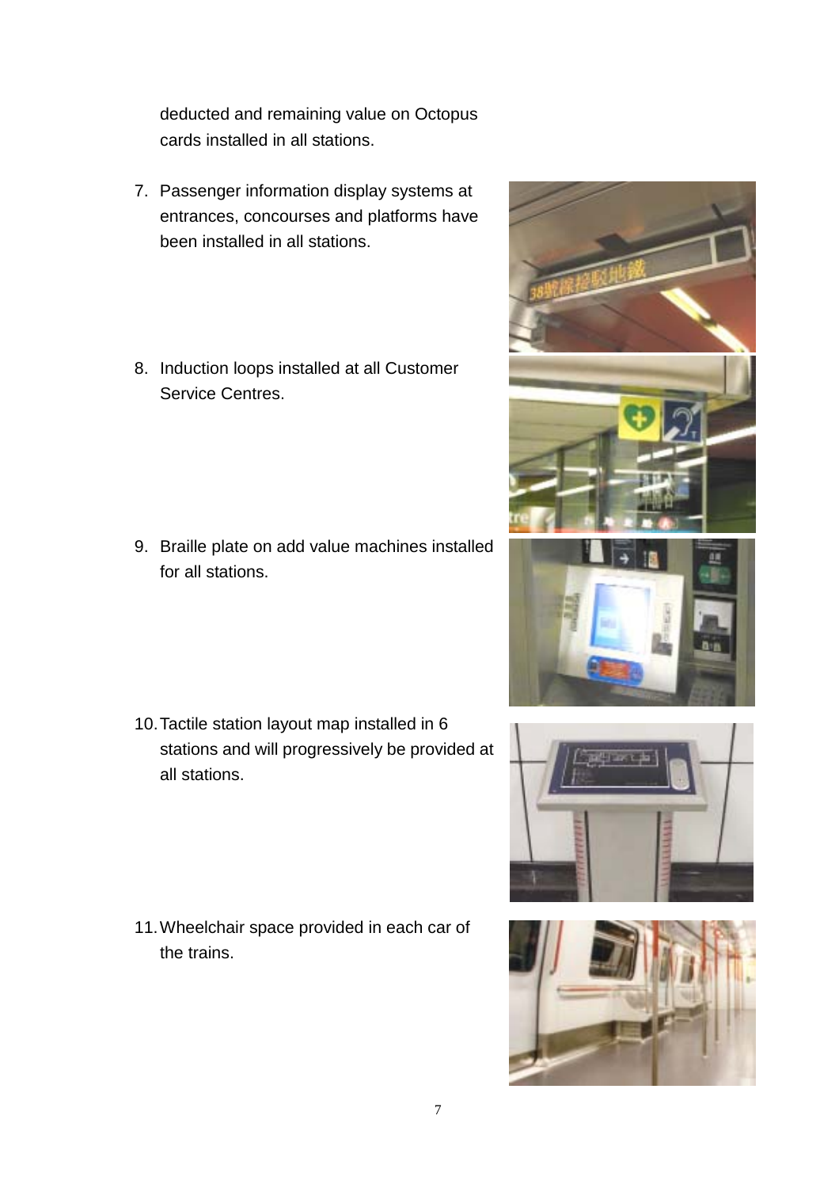deducted and remaining value on Octopus cards installed in all stations.

7. Passenger information display systems at entrances, concourses and platforms have been installed in all stations.

8. Induction loops installed at all Customer Service Centres.

9. Braille plate on add value machines installed for all stations.

10. Tactile station layout map installed in 6 stations and will progressively be provided at all stations.

11. Wheelchair space provided in each car of the trains.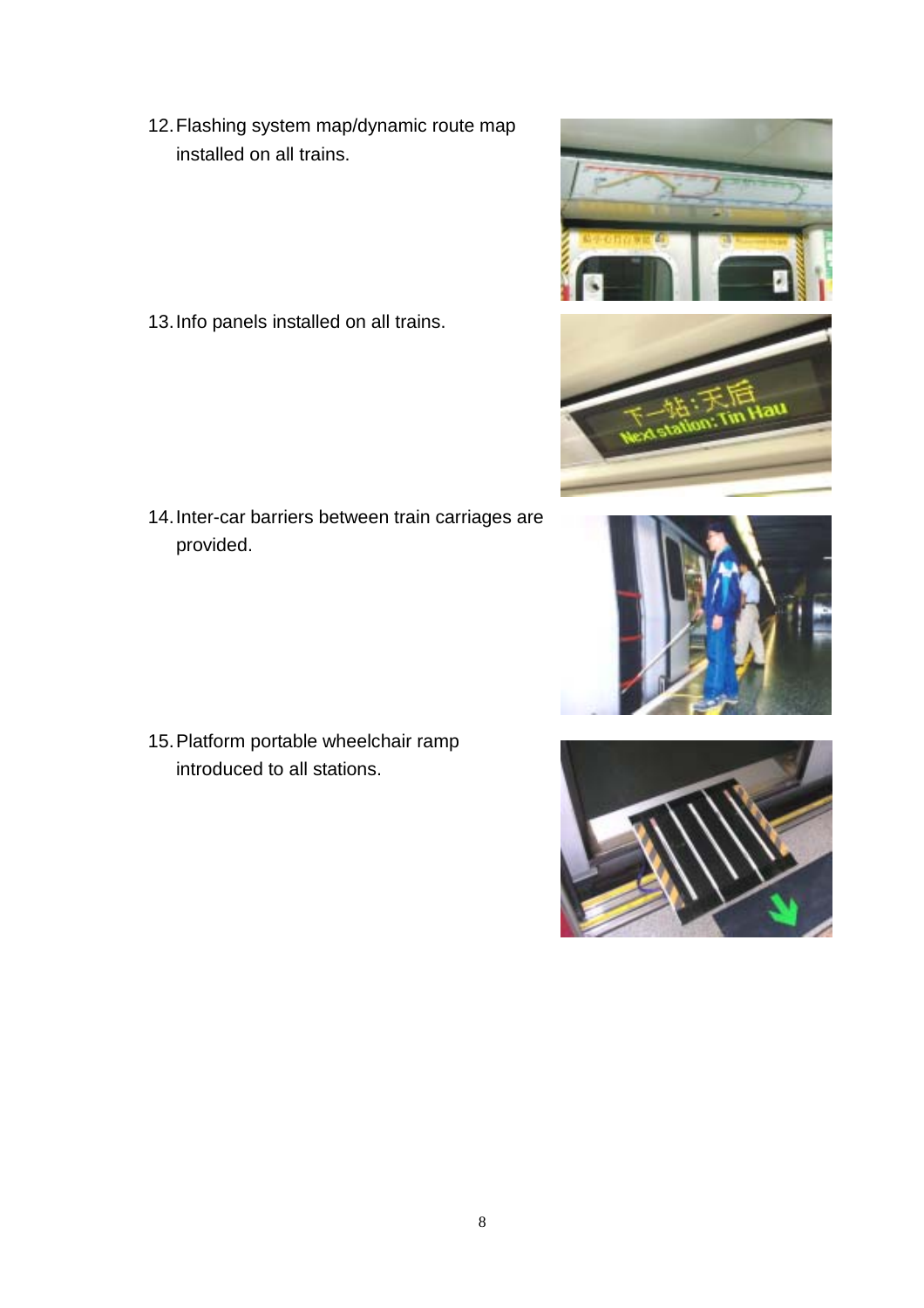12. Flashing system map/dynamic route map installed on all trains.

13. Info panels installed on all trains.

14. Inter-car barriers between train carriages are provided.

15. Platform portable wheelchair ramp introduced to all stations.